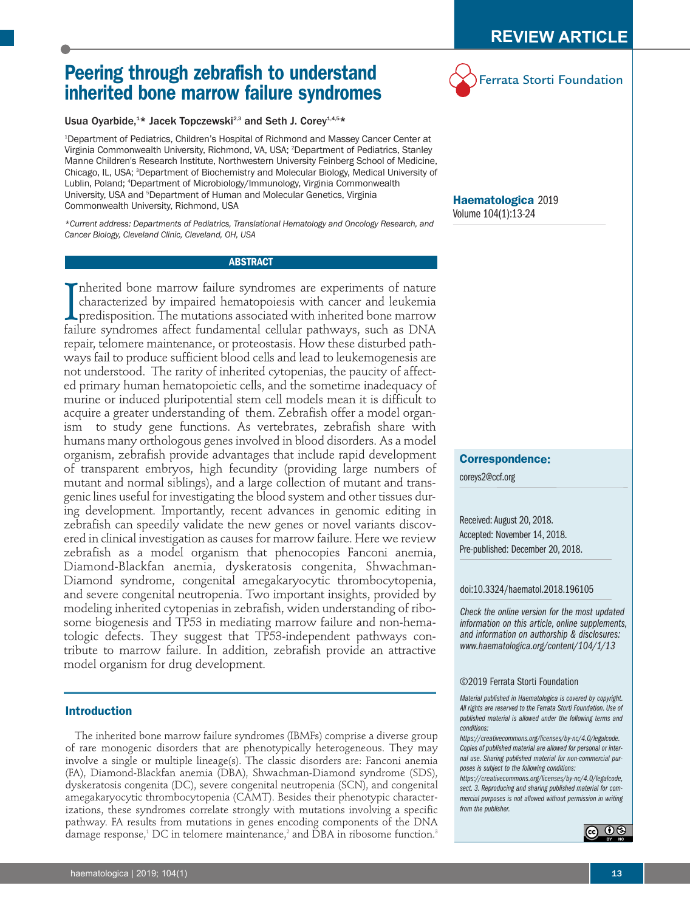REVIEW ARTICLE

Ferrata Storti Foundation

# Peering through zebrafish to understand inherited bone marrow failure syndromes

Usua Oyarbide,[1]* Jacek Topczewski[2,3] and Seth J. Corey[1,4,5]*

[1]Department of Pediatrics, Children's Hospital of Richmond and Massey Cancer Center at Virginia Commonwealth University, Richmond, VA, USA; [2]Department of Pediatrics, Stanley Manne Children's Research Institute, Northwestern University Feinberg School of Medicine, Chicago, IL, USA; [3]Department of Biochemistry and Molecular Biology, Medical University of Lublin, Poland; [4]Department of Microbiology/Immunology, Virginia Commonwealth University, USA and [5]Department of Human and Molecular Genetics, Virginia Commonwealth University, Richmond, USA

**Haematologica** 2019
Volume 104(1):13-24

*Current address: Departments of Pediatrics, Translational Hematology and Oncology Research, and Cancer Biology, Cleveland Clinic, Cleveland, OH, USA*

## ABSTRACT

Inherited bone marrow failure syndromes are experiments of nature characterized by impaired hematopoiesis with cancer and leukemia predisposition. The mutations associated with inherited bone marrow failure syndromes affect fundamental cellular pathways, such as DNA repair, telomere maintenance, or proteostasis. How these disturbed pathways fail to produce sufficient blood cells and lead to leukemogenesis are not understood. The rarity of inherited cytopenias, the paucity of affected primary human hematopoietic cells, and the sometime inadequacy of murine or induced pluripotential stem cell models mean it is difficult to acquire a greater understanding of them. Zebrafish offer a model organism to study gene functions. As vertebrates, zebrafish share with humans many orthologous genes involved in blood disorders. As a model organism, zebrafish provide advantages that include rapid development of transparent embryos, high fecundity (providing large numbers of mutant and normal siblings), and a large collection of mutant and transgenic lines useful for investigating the blood system and other tissues during development. Importantly, recent advances in genomic editing in zebrafish can speedily validate the new genes or novel variants discovered in clinical investigation as causes for marrow failure. Here we review zebrafish as a model organism that phenocopies Fanconi anemia, Diamond-Blackfan anemia, dyskeratosis congenita, Shwachman-Diamond syndrome, congenital amegakaryocytic thrombocytopenia, and severe congenital neutropenia. Two important insights, provided by modeling inherited cytopenias in zebrafish, widen understanding of ribosome biogenesis and TP53 in mediating marrow failure and non-hematologic defects. They suggest that TP53-independent pathways contribute to marrow failure. In addition, zebrafish provide an attractive model organism for drug development.

**Correspondence:**

coreys2@ccf.org

Received: August 20, 2018.
Accepted: November 14, 2018.
Pre-published: December 20, 2018.

doi:10.3324/haematol.2018.196105

*Check the online version for the most updated information on this article, online supplements, and information on authorship & disclosures: www.haematologica.org/content/104/1/13*

©2019 Ferrata Storti Foundation

*Material published in Haematologica is covered by copyright. All rights are reserved to the Ferrata Storti Foundation. Use of published material is allowed under the following terms and conditions: https://creativecommons.org/licenses/by-nc/4.0/legalcode. Copies of published material are allowed for personal or internal use. Sharing published material for non-commercial purposes is subject to the following conditions: https://creativecommons.org/licenses/by-nc/4.0/legalcode, sect. 3. Reproducing and sharing published material for commercial purposes is not allowed without permission in writing from the publisher.*

## Introduction

The inherited bone marrow failure syndromes (IBMFs) comprise a diverse group of rare monogenic disorders that are phenotypically heterogeneous. They may involve a single or multiple lineage(s). The classic disorders are: Fanconi anemia (FA), Diamond-Blackfan anemia (DBA), Shwachman-Diamond syndrome (SDS), dyskeratosis congenita (DC), severe congenital neutropenia (SCN), and congenital amegakaryocytic thrombocytopenia (CAMT). Besides their phenotypic characterizations, these syndromes correlate strongly with mutations involving a specific pathway. FA results from mutations in genes encoding components of the DNA damage response,[1] DC in telomere maintenance,[2] and DBA in ribosome function.[3]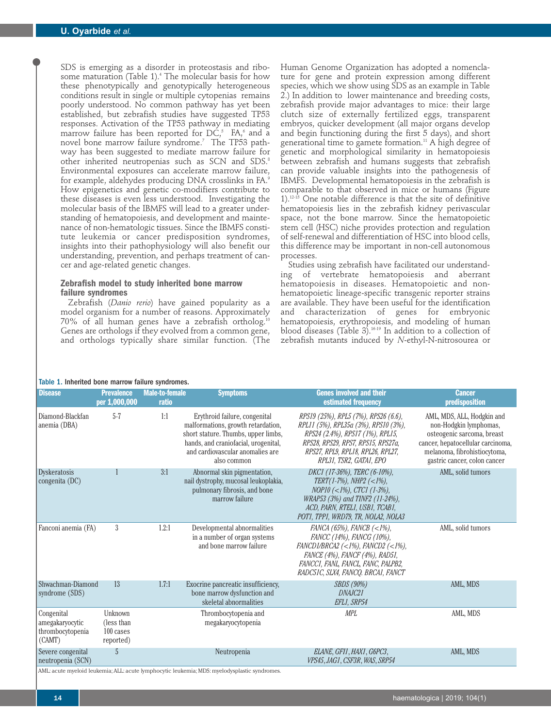SDS is emerging as a disorder in proteostasis and ribosome maturation (Table 1).[4] The molecular basis for how these phenotypically and genotypically heterogeneous conditions result in single or multiple cytopenias remains poorly understood. No common pathway has yet been established, but zebrafish studies have suggested TP53 responses. Activation of the TP53 pathway in mediating marrow failure has been reported for DC,[5] FA,[6] and a novel bone marrow failure syndrome.[7] The TP53 pathway has been suggested to mediate marrow failure for other inherited neutropenias such as SCN and SDS.[8] Environmental exposures can accelerate marrow failure, for example, aldehydes producing DNA crosslinks in FA.[9] How epigenetics and genetic co-modifiers contribute to these diseases is even less understood. Investigating the molecular basis of the IBMFS will lead to a greater understanding of hematopoiesis, and development and maintenance of non-hematologic tissues. Since the IBMFS constitute leukemia or cancer predisposition syndromes, insights into their pathophysiology will also benefit our understanding, prevention, and perhaps treatment of cancer and age-related genetic changes.

## Zebrafish model to study inherited bone marrow failure syndromes

Zebrafish (*Danio rerio*) have gained popularity as a model organism for a number of reasons. Approximately 70% of all human genes have a zebrafish ortholog.[10] Genes are orthologs if they evolved from a common gene, and orthologs typically share similar function. (The Human Genome Organization has adopted a nomenclature for gene and protein expression among different species, which we show using SDS as an example in Table 2.) In addition to lower maintenance and breeding costs, zebrafish provide major advantages to mice: their large clutch size of externally fertilized eggs, transparent embryos, quicker development (all major organs develop and begin functioning during the first 5 days), and short generational time to gamete formation.[11] A high degree of genetic and morphological similarity in hematopoiesis between zebrafish and humans suggests that zebrafish can provide valuable insights into the pathogenesis of IBMFS. Developmental hematopoiesis in the zebrafish is comparable to that observed in mice or humans (Figure 1).[12-15] One notable difference is that the site of definitive hematopoiesis lies in the zebrafish kidney perivascular space, not the bone marrow. Since the hematopoietic stem cell (HSC) niche provides protection and regulation of self-renewal and differentiation of HSC into blood cells, this difference may be important in non-cell autonomous processes.

Studies using zebrafish have facilitated our understanding of vertebrate hematopoiesis and aberrant hematopoiesis in diseases. Hematopoietic and non-hematopoietic lineage-specific transgenic reporter strains are available. They have been useful for the identification and characterization of genes for embryonic hematopoiesis, erythropoiesis, and modeling of human blood diseases (Table 3).[16-19] In addition to a collection of zebrafish mutants induced by *N*-ethyl-N-nitrosourea or

Table 1. Inherited bone marrow failure syndromes.

| Disease | Prevalence per 1,000,000 | Male-to-female ratio | Symptoms | Genes involved and their estimated frequency | Cancer predisposition |
|---|---|---|---|---|---|
| Diamond-Blackfan anemia (DBA) | 5-7 | 1:1 | Erythroid failure, congenital malformations, growth retardation, short stature. Thumbs, upper limbs, hands, and craniofacial, urogenital, and cardiovascular anomalies are also common | *RPS19 (25%), RPL5 (7%), RPS26 (6.6), RPL11 (5%), RPL35a (3%), RPS10 (3%), RPS24 (2.4%), RPS17 (1%), RPL15, RPS28, RPS29, RPS7, RPS15, RPS27a, RPS27, RPL9, RPL18, RPL26, RPL27, RPL31, TSR2, GATA1, EPO* | AML, MDS, ALL, Hodgkin and non-Hodgkin lymphomas, osteogenic sarcoma, breast cancer, hepatocellular carcinoma, melanoma, fibrohistiocytoma, gastric cancer, colon cancer |
| Dyskeratosis congenita (DC) | 1 | 3:1 | Abnormal skin pigmentation, nail dystrophy, mucosal leukoplakia, pulmonary fibrosis, and bone marrow failure | *DKC1 (17-36%), TERC (6-10%), TERT(1-7%), NHP2 (<1%), NOP10 (<1%), CTC1 (1-3%), WRAP53 (3%) and TINF2 (11-24%), ACD, PARN, RTEL1, USB1, TCAB1, POT1, TPP1, WRD79, TR, NOLA2, NOLA3* | AML, solid tumors |
| Fanconi anemia (FA) | 3 | 1.2:1 | Developmental abnormalities in a number of organ systems and bone marrow failure | *FANCA (65%), FANCB (<1%), FANCC (14%), FANCG (10%), FANCD1/BRCA2 (<1%), FANCD2 (<1%), FANCE (4%), FANCF (4%), RAD51, FANCC1, FANL, FANCL, FANC, PALPB2, RADC51C, SLX4, FANCQ. BRCA1, FANCT* | AML, solid tumors |
| Shwachman-Diamond syndrome (SDS) | 13 | 1.7:1 | Exocrine pancreatic insufficiency, bone marrow dysfunction and skeletal abnormalities | *SBDS (90%) DNAJC21 EFL1, SRP54* | AML, MDS |
| Congenital amegakaryocytic thrombocytopenia (CAMT) | Unknown (less than 100 cases reported) | | Thrombocytopenia and megakaryocytopenia | *MPL* | AML, MDS |
| Severe congenital neutropenia (SCN) | 5 | | Neutropenia | *ELANE, GFI1, HAX1, G6PC3, VPS45, JAG1, CSF3R, WAS, SRP54* | AML, MDS |

AML: acute myeloid leukemia; ALL: acute lymphocytic leukemia; MDS: myelodysplastic syndromes.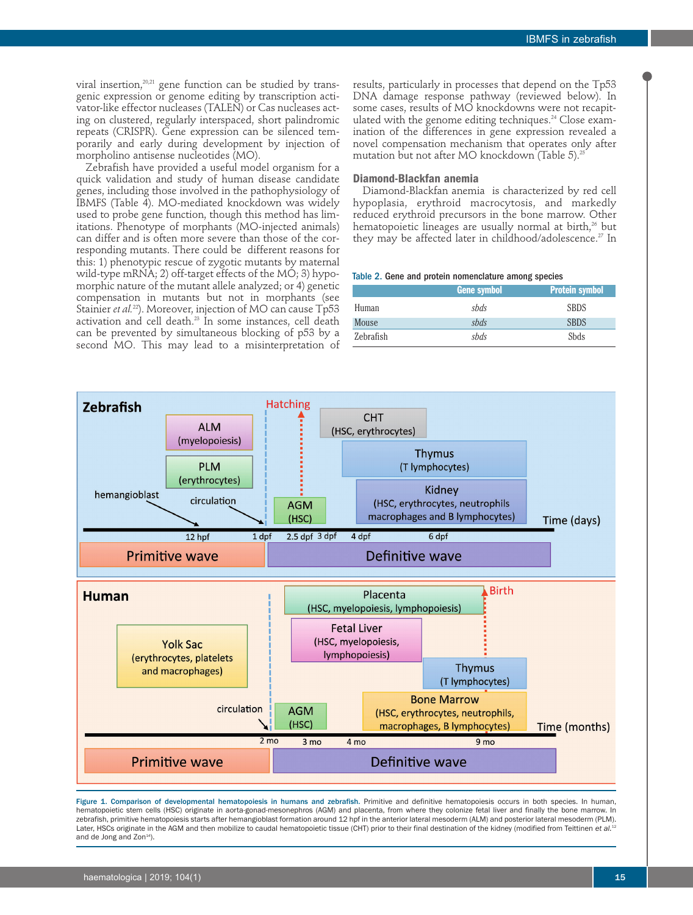viral insertion,[20,21] gene function can be studied by transgenic expression or genome editing by transcription activator-like effector nucleases (TALEN) or Cas nucleases acting on clustered, regularly interspaced, short palindromic repeats (CRISPR). Gene expression can be silenced temporarily and early during development by injection of morpholino antisense nucleotides (MO).

Zebrafish have provided a useful model organism for a quick validation and study of human disease candidate genes, including those involved in the pathophysiology of IBMFS (Table 4). MO-mediated knockdown was widely used to probe gene function, though this method has limitations. Phenotype of morphants (MO-injected animals) can differ and is often more severe than those of the corresponding mutants. There could be different reasons for this: 1) phenotypic rescue of zygotic mutants by maternal wild-type mRNA; 2) off-target effects of the MO; 3) hypomorphic nature of the mutant allele analyzed; or 4) genetic compensation in mutants but not in morphants (see Stainier *et al.*[22]). Moreover, injection of MO can cause Tp53 activation and cell death.[23] In some instances, cell death can be prevented by simultaneous blocking of p53 by a second MO. This may lead to a misinterpretation of results, particularly in processes that depend on the Tp53 DNA damage response pathway (reviewed below). In some cases, results of MO knockdowns were not recapitulated with the genome editing techniques.[24] Close examination of the differences in gene expression revealed a novel compensation mechanism that operates only after mutation but not after MO knockdown (Table 5).[25]

## Diamond-Blackfan anemia

Diamond-Blackfan anemia is characterized by red cell hypoplasia, erythroid macrocytosis, and markedly reduced erythroid precursors in the bone marrow. Other hematopoietic lineages are usually normal at birth,[26] but they may be affected later in childhood/adolescence.[27] In

Table 2. Gene and protein nomenclature among species

| | Gene symbol | Protein symbol |
|---|---|---|
| Human | *sbds* | SBDS |
| Mouse | *sbds* | SBDS |
| Zebrafish | *sbds* | Sbds |

**Figure 1. Comparison of developmental hematopoiesis in humans and zebrafish.** Primitive and definitive hematopoiesis occurs in both species. In human, hematopoietic stem cells (HSC) originate in aorta-gonad-mesonephros (AGM) and placenta, from where they colonize fetal liver and finally the bone marrow. In zebrafish, primitive hematopoiesis starts after hemangioblast formation around 12 hpf in the anterior lateral mesoderm (ALM) and posterior lateral mesoderm (PLM). Later, HSCs originate in the AGM and then mobilize to caudal hematopoietic tissue (CHT) prior to their final destination of the kidney (modified from Teittinen *et al.*[12] and de Jong and Zon[14]).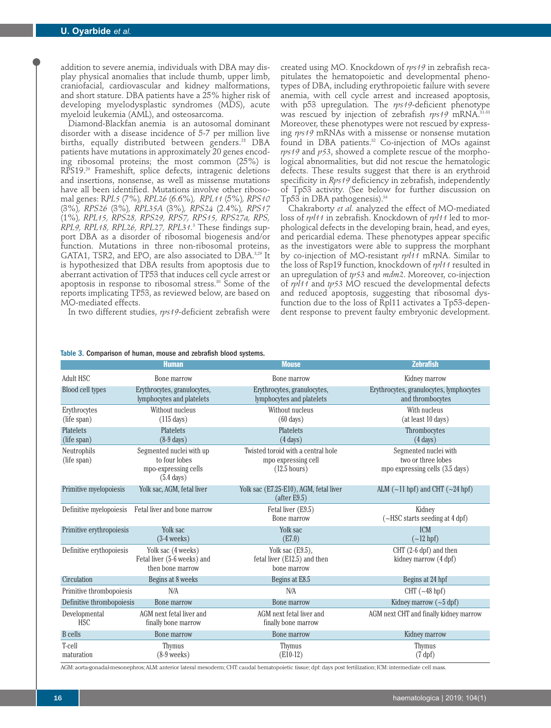addition to severe anemia, individuals with DBA may display physical anomalies that include thumb, upper limb, craniofacial, cardiovascular and kidney malformations, and short stature. DBA patients have a 25% higher risk of developing myelodysplastic syndromes (MDS), acute myeloid leukemia (AML), and osteosarcoma.

Diamond-Blackfan anemia is an autosomal dominant disorder with a disease incidence of 5-7 per million live births, equally distributed between genders.[28] DBA patients have mutations in approximately 20 genes encoding ribosomal proteins; the most common (25%) is RPS19.[29] Frameshift, splice defects, intragenic deletions and insertions, nonsense, as well as missense mutations have all been identified. Mutations involve other ribosomal genes: *RPL5 (7%), RPL26 (6.6%), RPL11 (5%), RPS10 (3%), RPS26 (3%), RPL35A (3%), RPS24 (2.4%), RPS17 (1%), RPL15, RPS28, RPS29, RPS7, RPS15, RPS27a, RPS, RPL9, RPL18, RPL26, RPL27, RPL31*.[3] These findings support DBA as a disorder of ribosomal biogenesis and/or function. Mutations in three non-ribosomal proteins, GATA1, TSR2, and EPO, are also associated to DBA.[3,29] It is hypothesized that DBA results from apoptosis due to aberrant activation of TP53 that induces cell cycle arrest or apoptosis in response to ribosomal stress.[30] Some of the reports implicating TP53, as reviewed below, are based on MO-mediated effects.

In two different studies, *rps19*-deficient zebrafish were created using MO. Knockdown of *rps19* in zebrafish recapitulates the hematopoietic and developmental phenotypes of DBA, including erythropoietic failure with severe anemia, with cell cycle arrest and increased apoptosis, with p53 upregulation. The *rps19*-deficient phenotype was rescued by injection of zebrafish *rps19* mRNA.[31-33] Moreover, these phenotypes were not rescued by expressing *rps19* mRNAs with a missense or nonsense mutation found in DBA patients.[32] Co-injection of MOs against *rps19* and *p53*, showed a complete rescue of the morphological abnormalities, but did not rescue the hematologic defects. These results suggest that there is an erythroid specificity in *Rps19* deficiency in zebrafish, independently of Tp53 activity. (See below for further discussion on Tp53 in DBA pathogenesis).[34]

Chakraborty *et al.* analyzed the effect of MO-mediated loss of *rpl11* in zebrafish. Knockdown of *rpl11* led to morphological defects in the developing brain, head, and eyes, and pericardial edema. These phenotypes appear specific as the investigators were able to suppress the morphant by co-injection of MO-resistant *rpl11* mRNA. Similar to the loss of Rsp19 function, knockdown of *rpl11* resulted in an upregulation of *tp53* and *mdm2*. Moreover, co-injection of *rpl11* and *tp53* MO rescued the developmental defects and reduced apoptosis, suggesting that ribosomal dysfunction due to the loss of Rpl11 activates a Tp53-dependent response to prevent faulty embryonic development.

**Table 3.** Comparison of human, mouse and zebrafish blood systems.

| | Human | Mouse | Zebrafish |
|---|---|---|---|
| Adult HSC | Bone marrow | Bone marrow | Kidney marrow |
| Blood cell types | Erythrocytes, granulocytes, lymphocytes and platelets | Erythrocytes, granulocytes, lymphocytes and platelets | Erythrocytes, granulocytes, lymphocytes and thrombocytes |
| Erythrocytes (life span) | Without nucleus (115 days) | Without nucleus (60 days) | With nucleus (at least 10 days) |
| Platelets (life span) | Platelets (8-9 days) | Platelets (4 days) | Thrombocytes (4 days) |
| Neutrophils (life span) | Segmented nuclei with up to four lobes mpo-expressing cells (5.4 days) | Twisted toroid with a central hole mpo expressing cell (12.5 hours) | Segmented nuclei with two or three lobes mpo expressing cells (3.5 days) |
| Primitive myelopoiesis | Yolk sac, AGM, fetal liver | Yolk sac (E7.25-E10), AGM, fetal liver (after E9.5) | ALM (~11 hpf) and CHT (~24 hpf) |
| Definitive myelopoiesis | Fetal liver and bone marrow | Fetal liver (E9.5) Bone marrow | Kidney (~HSC starts seeding at 4 dpf) |
| Primitive erythropoiesis | Yolk sac (3-4 weeks) | Yolk sac (E7.0) | ICM (~12 hpf) |
| Definitive erythopoiesis | Yolk sac (4 weeks) Fetal liver (5-6 weeks) and then bone marrow | Yolk sac (E9.5), fetal liver (E12.5) and then bone marrow | CHT (2-6 dpf) and then kidney marrow (4 dpf) |
| Circulation | Begins at 8 weeks | Begins at E8.5 | Begins at 24 hpf |
| Primitive thrombopoiesis | N/A | N/A | CHT (~48 hpf) |
| Definitive thrombopoiesis | Bone marrow | Bone marrow | Kidney marrow (~5 dpf) |
| Developmental HSC | AGM next fetal liver and finally bone marrow | AGM next fetal liver and finally bone marrow | AGM next CHT and finally kidney marrow |
| B cells | Bone marrow | Bone marrow | Kidney marrow |
| T-cell maturation | Thymus (8-9 weeks) | Thymus (E10-12) | Thymus (7 dpf) |

AGM: aorta-gonadal-mesonephros; ALM: anterior lateral mesoderm; CHT: caudal hematopoietic tissue; dpf: days post fertilization; ICM: intermediate cell mass.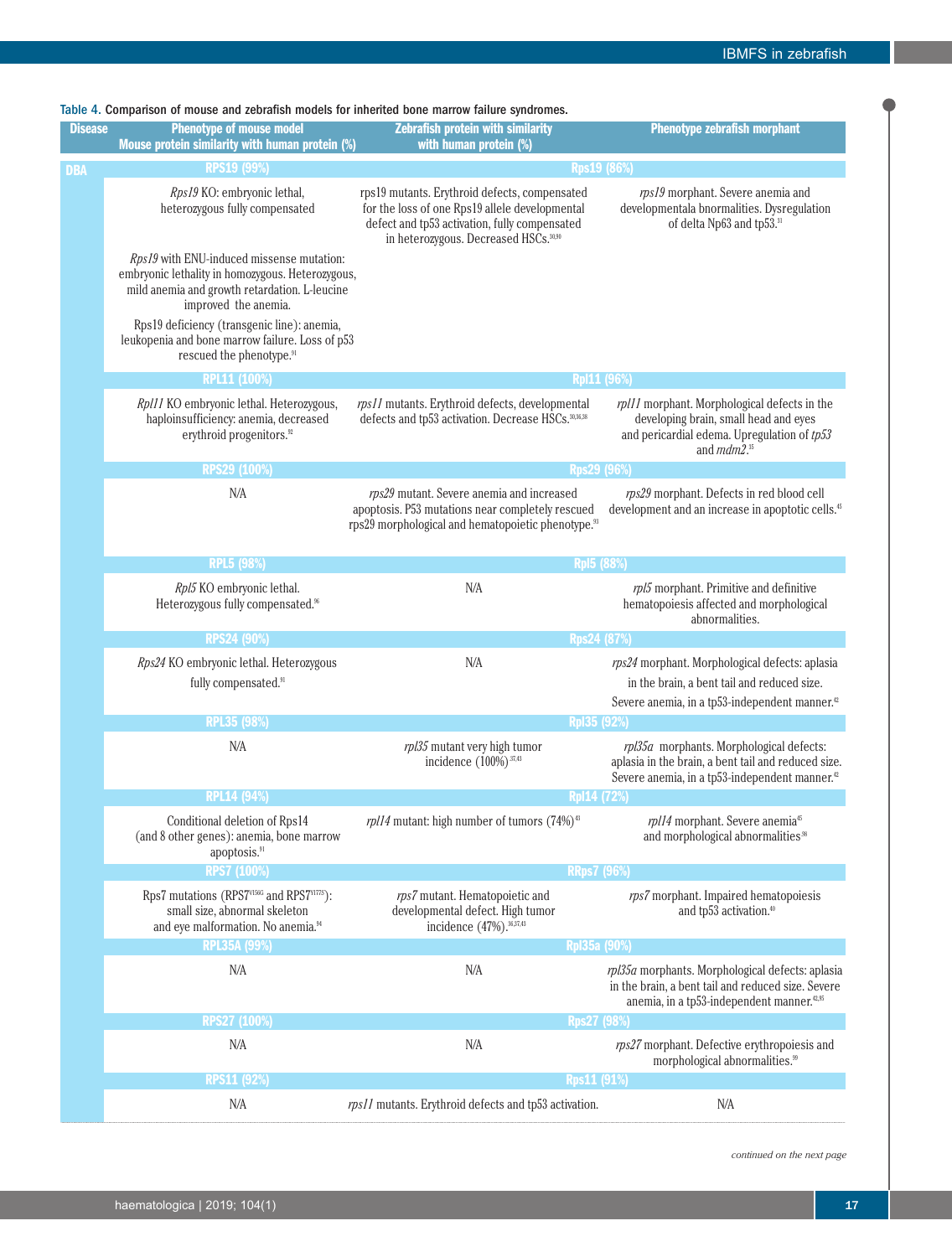Table 4. **Comparison of mouse and zebrafish models for inherited bone marrow failure syndromes.**

| Disease | Phenotype of mouse model<br>Mouse protein similarity with human protein (%) | Zebrafish protein with similarity with human protein (%) | Phenotype zebrafish morphant |
|---|---|---|---|
| DBA | RPS19 (99%) | Rps19 (86%) | |
| | *Rps19* KO: embryonic lethal, heterozygous fully compensated<br>*Rps19* with ENU-induced missense mutation: embryonic lethality in homozygous. Heterozygous, mild anemia and growth retardation. L-leucine improved the anemia.<br>Rps19 deficiency (transgenic line): anemia, leukopenia and bone marrow failure. Loss of p53 rescued the phenotype.[91] | rps19 mutants. Erythroid defects, compensated for the loss of one Rps19 allele developmental defect and tp53 activation, fully compensated in heterozygous. Decreased HSCs.[30,90] | *rps19* morphant. Severe anemia and developmentala bnormalities. Dysregulation of delta Np63 and tp53.[31] |
| | RPL11 (100%) | Rpl11 (96%) | |
| | *Rpl11* KO embryonic lethal. Heterozygous, haploinsufficiency: anemia, decreased erythroid progenitors.[92] | *rps11* mutants. Erythroid defects, developmental defects and tp53 activation. Decrease HSCs.[30,36,38] | *rpl11* morphant. Morphological defects in the developing brain, small head and eyes and pericardial edema. Upregulation of *tp53* and *mdm2*.[35] |
| | RPS29 (100%) | Rps29 (96%) | |
| | N/A | *rps29* mutant. Severe anemia and increased apoptosis. P53 mutations near completely rescued rps29 morphological and hematopoietic phenotype.[93] | *rps29* morphant. Defects in red blood cell development and an increase in apoptotic cells.[45] |
| | RPL5 (98%) | Rpl5 (88%) | |
| | *Rpl5* KO embryonic lethal. Heterozygous fully compensated.[96] | N/A | *rpl5* morphant. Primitive and definitive hematopoiesis affected and morphological abnormalities. |
| | RPS24 (90%) | Rps24 (87%) | |
| | *Rps24* KO embryonic lethal. Heterozygous fully compensated.[91] | N/A | *rps24* morphant. Morphological defects: aplasia in the brain, a bent tail and reduced size. Severe anemia, in a tp53-independent manner.[42] |
| | RPL35 (98%) | Rpl35 (92%) | |
| | N/A | *rpl35* mutant very high tumor incidence (100%)[37,43] | *rpl35a* morphants. Morphological defects: aplasia in the brain, a bent tail and reduced size. Severe anemia, in a tp53-independent manner.[42] |
| | RPL14 (94%) | Rpl14 (72%) | |
| | Conditional deletion of Rps14 (and 8 other genes): anemia, bone marrow apoptosis.[91] | *rpl14* mutant: high number of tumors (74%)[43] | *rpl14* morphant. Severe anemia[45] and morphological abnormalities[38] |
| | RPS7 (100%) | RRps7 (96%) | |
| | Rps7 mutations (RPS7[V156G] and RPS7[Y177S]): small size, abnormal skeleton and eye malformation. No anemia.[94] | *rps7* mutant. Hematopoietic and developmental defect. High tumor incidence (47%).[36,37,43] | *rps7* morphant. Impaired hematopoiesis and tp53 activation.[40] |
| | RPL35A (99%) | Rpl35a (90%) | |
| | N/A | N/A | *rpl35a* morphants. Morphological defects: aplasia in the brain, a bent tail and reduced size. Severe anemia, in a tp53-independent manner.[42,95] |
| | RPS27 (100%) | Rps27 (98%) | |
| | N/A | N/A | *rps27* morphant. Defective erythropoiesis and morphological abnormalities.[39] |
| | RPS11 (92%) | Rps11 (91%) | |
| | N/A | *rps11* mutants. Erythroid defects and tp53 activation. | N/A |

*continued on the next page*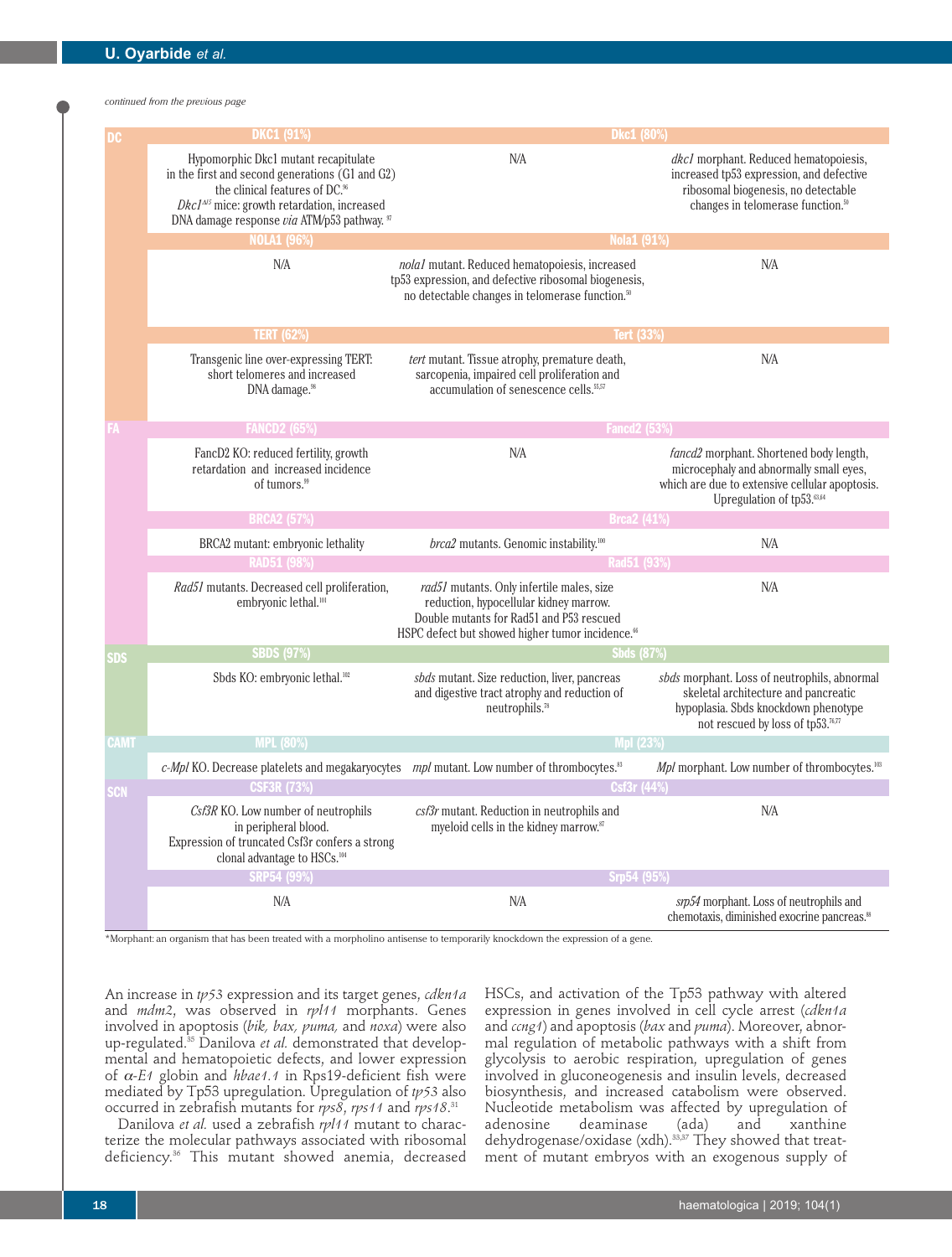*continued from the previous page*

| | | | |
|---|---|---|---|
| DC | DKC1 (91%) | Dkc1 (80%) | |
| | Hypomorphic Dkc1 mutant recapitulate in the first and second generations (G1 and G2) the clinical features of DC.[96] *Dkc1*$^{\Delta 15}$ mice: growth retardation, increased DNA damage response *via* ATM/p53 pathway.[97] | N/A | *dkc1* morphant. Reduced hematopoiesis, increased tp53 expression, and defective ribosomal biogenesis, no detectable changes in telomerase function.[50] |
| | NOLA1 (96%) | Nola1 (91%) | |
| | N/A | *nola1* mutant. Reduced hematopoiesis, increased tp53 expression, and defective ribosomal biogenesis, no detectable changes in telomerase function.[50] | N/A |
| | TERT (62%) | Tert (33%) | |
| | Transgenic line over-expressing TERT: short telomeres and increased DNA damage.[98] | *tert* mutant. Tissue atrophy, premature death, sarcopenia, impaired cell proliferation and accumulation of senescence cells.[55,57] | N/A |
| FA | FANCD2 (65%) | Fancd2 (53%) | |
| | FancD2 KO: reduced fertility, growth retardation and increased incidence of tumors.[99] | N/A | *fancd2* morphant. Shortened body length, microcephaly and abnormally small eyes, which are due to extensive cellular apoptosis. Upregulation of tp53.[63,64] |
| | BRCA2 (57%) | Brca2 (41%) | |
| | BRCA2 mutant: embryonic lethality | *brca2* mutants. Genomic instability.[100] | N/A |
| | RAD51 (98%) | Rad51 (93%) | |
| | *Rad51* mutants. Decreased cell proliferation, embryonic lethal.[101] | *rad51* mutants. Only infertile males, size reduction, hypocellular kidney marrow. Double mutants for Rad51 and P53 rescued HSPC defect but showed higher tumor incidence.[66] | N/A |
| SDS | SBDS (97%) | Sbds (87%) | |
| | Sbds KO: embryonic lethal.[102] | *sbds* mutant. Size reduction, liver, pancreas and digestive tract atrophy and reduction of neutrophils.[78] | *sbds* morphant. Loss of neutrophils, abnormal skeletal architecture and pancreatic hypoplasia. Sbds knockdown phenotype not rescued by loss of tp53.[76,77] |
| CAMT | MPL (80%) | Mpl (23%) | |
| | *c-Mpl* KO. Decrease platelets and megakaryocytes | *mpl* mutant. Low number of thrombocytes.[83] | *Mpl* morphant. Low number of thrombocytes.[103] |
| SCN | CSF3R (73%) | Csf3r (44%) | |
| | *Csf3R* KO. Low number of neutrophils in peripheral blood. Expression of truncated Csf3r confers a strong clonal advantage to HSCs.[104] | *csf3r* mutant. Reduction in neutrophils and myeloid cells in the kidney marrow.[87] | N/A |
| | SRP54 (99%) | Srp54 (95%) | |
| | N/A | N/A | *srp54* morphant. Loss of neutrophils and chemotaxis, diminished exocrine pancreas.[88] |

*Morphant: an organism that has been treated with a morpholino antisense to temporarily knockdown the expression of a gene.

An increase in *tp53* expression and its target genes, *cdkn1a* and *mdm2*, was observed in *rpl11* morphants. Genes involved in apoptosis (*bik, bax, puma,* and *noxa*) were also up-regulated.[35] Danilova *et al.* demonstrated that developmental and hematopoietic defects, and lower expression of *α-E1* globin and *hbae1.1* in Rps19-deficient fish were mediated by Tp53 upregulation. Upregulation of *tp53* also occurred in zebrafish mutants for *rps8*, *rps11* and *rps18*.[31]

Danilova *et al.* used a zebrafish *rpl11* mutant to characterize the molecular pathways associated with ribosomal deficiency.[36] This mutant showed anemia, decreased HSCs, and activation of the Tp53 pathway with altered expression in genes involved in cell cycle arrest (*cdkn1a* and *ccng1*) and apoptosis (*bax* and *puma*). Moreover, abnormal regulation of metabolic pathways with a shift from glycolysis to aerobic respiration, upregulation of genes involved in gluconeogenesis and insulin levels, decreased biosynthesis, and increased catabolism were observed. Nucleotide metabolism was affected by upregulation of adenosine deaminase (ada) and xanthine dehydrogenase/oxidase (xdh).[33,37] They showed that treatment of mutant embryos with an exogenous supply of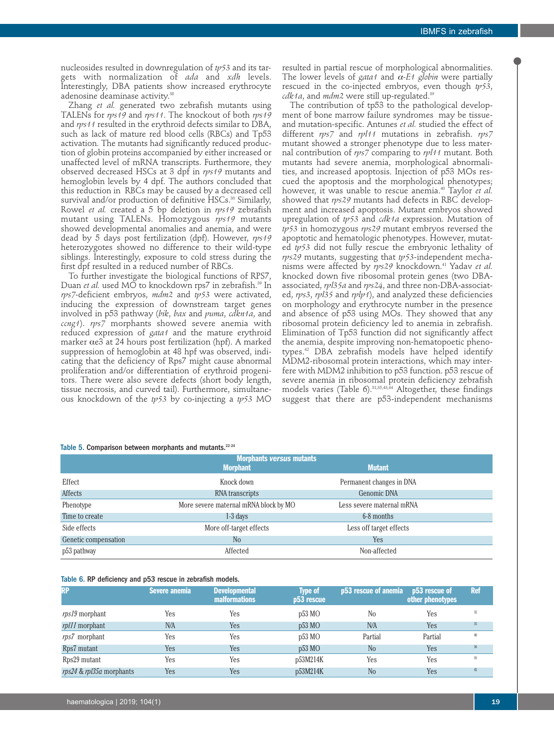nucleosides resulted in downregulation of *tp53* and its targets with normalization of *ada* and *xdh* levels. Interestingly, DBA patients show increased erythrocyte adenosine deaminase activity.[38]

Zhang *et al.* generated two zebrafish mutants using TALENs for *rps19* and *rps11*. The knockout of both *rps19* and *rps11* resulted in the erythroid defects similar to DBA, such as lack of mature red blood cells (RBCs) and Tp53 activation. The mutants had significantly reduced production of globin proteins accompanied by either increased or unaffected level of mRNA transcripts. Furthermore, they observed decreased HSCs at 3 dpf in *rps19* mutants and hemoglobin levels by 4 dpf. The authors concluded that this reduction in RBCs may be caused by a decreased cell survival and/or production of definitive HSCs.[30] Similarly, Rowel *et al.* created a 5 bp deletion in *rps19* zebrafish mutant using TALENs. Homozygous *rps19* mutants showed developmental anomalies and anemia, and were dead by 5 days post fertilization (dpf). However, *rps19* heterozygotes showed no difference to their wild-type siblings. Interestingly, exposure to cold stress during the first dpf resulted in a reduced number of RBCs.

To further investigate the biological functions of RPS7, Duan *et al.* used MO to knockdown rps7 in zebrafish.[39] In *rps7*-deficient embryos, *mdm2* and *tp53* were activated, inducing the expression of downstream target genes involved in p53 pathway (*bik*, *bax* and *puma*, *cdkn1a*, and *ccng1*). *rps7* morphants showed severe anemia with reduced expression of *gata1* and the mature erythroid marker αe3 at 24 hours post fertilization (hpf). A marked suppression of hemoglobin at 48 hpf was observed, indicating that the deficiency of Rps7 might cause abnormal proliferation and/or differentiation of erythroid progenitors. There were also severe defects (short body length, tissue necrosis, and curved tail). Furthermore, simultaneous knockdown of the *tp53* by co-injecting a *tp53* MO resulted in partial rescue of morphological abnormalities. The lower levels of *gata1* and *α-E1 globin* were partially rescued in the co-injected embryos, even though *tp53*, *cdk1a*, and *mdm2* were still up-regulated.[39]

The contribution of tp53 to the pathological development of bone marrow failure syndromes may be tissue- and mutation-specific. Antunes *et al.* studied the effect of different *rps7* and *rpl11* mutations in zebrafish. *rps7* mutant showed a stronger phenotype due to less maternal contribution of *rps7* comparing to *rpl11* mutant. Both mutants had severe anemia, morphological abnormalities, and increased apoptosis. Injection of p53 MOs rescued the apoptosis and the morphological phenotypes; however, it was unable to rescue anemia.[40] Taylor *et al.* showed that *rps29* mutants had defects in RBC development and increased apoptosis. Mutant embryos showed upregulation of *tp53* and *cdk1a* expression. Mutation of *tp53* in homozygous *rps29* mutant embryos reversed the apoptotic and hematologic phenotypes. However, mutated *tp53* did not fully rescue the embryonic lethality of *rps29* mutants, suggesting that *tp53*-independent mechanisms were affected by *rps29* knockdown.[41] Yadav *et al.* knocked down five ribosomal protein genes (two DBA-associated, *rpl35a* and *rps24*, and three non-DBA-associated, *rps3*, *rpl35* and *rplp1*), and analyzed these deficiencies on morphology and erythrocyte number in the presence and absence of p53 using MOs. They showed that any ribosomal protein deficiency led to anemia in zebrafish. Elimination of Tp53 function did not significantly affect the anemia, despite improving non-hematopoetic phenotypes.[42] DBA zebrafish models have helped identify MDM2-ribosomal protein interactions, which may interfere with MDM2 inhibition to p53 function. p53 rescue of severe anemia in ribosomal protein deficiency zebrafish models varies (Table 6).[31,35,43,44] Altogether, these findings suggest that there are p53-independent mechanisms

Table 5. Comparison between morphants and mutants.[22-24]

| Morphants *versus* mutants | Morphant | Mutant |
|---|---|---|
| Effect | Knock down | Permanent changes in DNA |
| Affects | RNA transcripts | Genomic DNA |
| Phenotype | More severe maternal mRNA block by MO | Less severe maternal mRNA |
| Time to create | 1-3 days | 6-8 months |
| Side effects | More off-target effects | Less off target effects |
| Genetic compensation | No | Yes |
| p53 pathway | Affected | Non-affected |

Table 6. RP deficiency and p53 rescue in zebrafish models.

| RP | Severe anemia | Developmental malformations | Type of p53 rescue | p53 rescue of anemia | p53 rescue of other phenotypes | Ref |
|---|---|---|---|---|---|---|
| *rps19* morphant | Yes | Yes | p53 MO | No | Yes | 32 |
| *rpl11* morphant | N/A | Yes | p53 MO | N/A | Yes | 35 |
| *rps7* morphant | Yes | Yes | p53 MO | Partial | Partial | 40 |
| Rps7 mutant | Yes | Yes | p53 MO | No | Yes | 36 |
| Rps29 mutant | Yes | Yes | p53M214K | Yes | Yes | 93 |
| *rps24* & *rpl35a* morphants | Yes | Yes | p53M214K | No | Yes | 42 |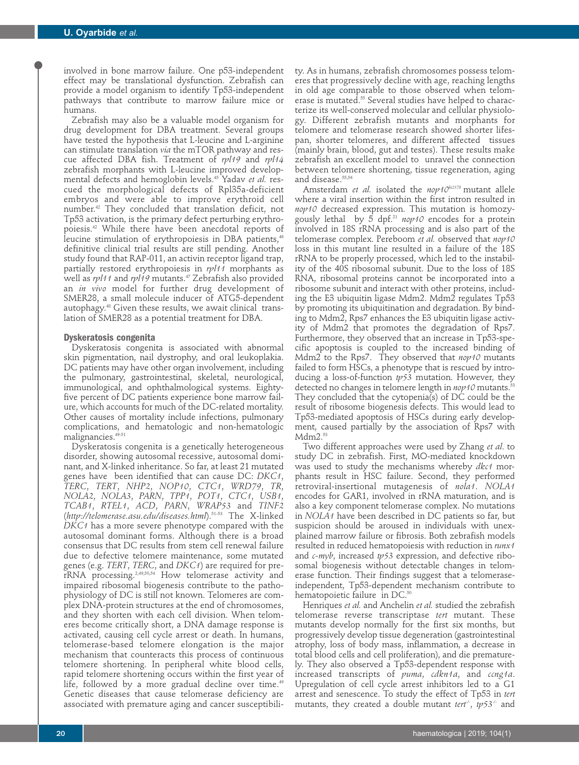involved in bone marrow failure. One p53-independent effect may be translational dysfunction. Zebrafish can provide a model organism to identify Tp53-independent pathways that contribute to marrow failure mice or humans.

Zebrafish may also be a valuable model organism for drug development for DBA treatment. Several groups have tested the hypothesis that L-leucine and L-arginine can stimulate translation *via* the mTOR pathway and rescue affected DBA fish. Treatment of *rpl19* and *rpl14* zebrafish morphants with L-leucine improved developmental defects and hemoglobin levels.[45] Yadav *et al.* rescued the morphological defects of Rpl35a-deficient embryos and were able to improve erythroid cell number.[42] They concluded that translation deficit, not Tp53 activation, is the primary defect perturbing erythropoiesis.[42] While there have been anecdotal reports of leucine stimulation of erythropoiesis in DBA patients,[46] definitive clinical trial results are still pending. Another study found that RAP-011, an activin receptor ligand trap, partially restored erythropoiesis in *rpl11* morphants as well as *rpl11* and *rpl19* mutants.[47] Zebrafish also provided an *in vivo* model for further drug development of SMER28, a small molecule inducer of ATG5-dependent autophagy.[48] Given these results, we await clinical translation of SMER28 as a potential treatment for DBA.

### Dyskeratosis congenita

Dyskeratosis congenita is associated with abnormal skin pigmentation, nail dystrophy, and oral leukoplakia. DC patients may have other organ involvement, including the pulmonary, gastrointestinal, skeletal, neurological, immunological, and ophthalmological systems. Eighty-five percent of DC patients experience bone marrow failure, which accounts for much of the DC-related mortality. Other causes of mortality include infections, pulmonary complications, and hematologic and non-hematologic malignancies.[49-51]

Dyskeratosis congenita is a genetically heterogeneous disorder, showing autosomal recessive, autosomal dominant, and X-linked inheritance. So far, at least 21 mutated genes have been identified that can cause DC: *DKC1*, *TERC*, *TERT*, *NHP2*, *NOP10*, *CTC1*, *WRD79*, *TR*, *NOLA2*, *NOLA3*, *PARN*, *TPP1*, *POT1*, *CTC1*, *USB1*, *TCAB1*, *RTEL1*, *ACD*, *PARN*, *WRAP53* and *TINF2* (*http://telomerase.asu.edu/diseases.html*).[51-53] The X-linked *DKC1* has a more severe phenotype compared with the autosomal dominant forms. Although there is a broad consensus that DC results from stem cell renewal failure due to defective telomere maintenance, some mutated genes (e.g. *TERT*, *TERC*, and *DKC1*) are required for pre-rRNA processing.[2,49,50,54] How telomerase activity and impaired ribosomal biogenesis contribute to the pathophysiology of DC is still not known. Telomeres are complex DNA-protein structures at the end of chromosomes, and they shorten with each cell division. When telomeres become critically short, a DNA damage response is activated, causing cell cycle arrest or death. In humans, telomerase-based telomere elongation is the major mechanism that counteracts this process of continuous telomere shortening. In peripheral white blood cells, rapid telomere shortening occurs within the first year of life, followed by a more gradual decline over time.[49] Genetic diseases that cause telomerase deficiency are associated with premature aging and cancer susceptibility. As in humans, zebrafish chromosomes possess telomeres that progressively decline with age, reaching lengths in old age comparable to those observed when telomerase is mutated.[55] Several studies have helped to characterize its well-conserved molecular and cellular physiology. Different zebrafish mutants and morphants for telomere and telomerase research showed shorter lifespan, shorter telomeres, and different affected tissues (mainly brain, blood, gut and testes). These results make zebrafish an excellent model to unravel the connection between telomere shortening, tissue regeneration, aging and disease.[55,56]

Amsterdam *et al.* isolated the *nop10*$^{hi2578}$ mutant allele where a viral insertion within the first intron resulted in *nop10* decreased expression. This mutation is homozygously lethal by 5 dpf.[21] *nop10* encodes for a protein involved in 18S rRNA processing and is also part of the telomerase complex. Pereboom *et al.* observed that *nop10* loss in this mutant line resulted in a failure of the 18S rRNA to be properly processed, which led to the instability of the 40S ribosomal subunit. Due to the loss of 18S RNA, ribosomal proteins cannot be incorporated into a ribosome subunit and interact with other proteins, including the E3 ubiquitin ligase Mdm2. Mdm2 regulates Tp53 by promoting its ubiquitination and degradation. By binding to Mdm2, Rps7 enhances the E3 ubiquitin ligase activity of Mdm2 that promotes the degradation of Rps7. Furthermore, they observed that an increase in Tp53-specific apoptosis is coupled to the increased binding of Mdm2 to the Rps7. They observed that *nop10* mutants failed to form HSCs, a phenotype that is rescued by introducing a loss-of-function *tp53* mutation. However, they detected no changes in telomere length in *nop10* mutants.[53] They concluded that the cytopenia(s) of DC could be the result of ribosome biogenesis defects. This would lead to Tp53-mediated apoptosis of HSCs during early development, caused partially by the association of Rps7 with Mdm2.[53]

Two different approaches were used by Zhang *et al.* to study DC in zebrafish. First, MO-mediated knockdown was used to study the mechanisms whereby *dkc1* morphants result in HSC failure. Second, they performed retroviral-insertional mutagenesis of *nola1*. *NOLA1* encodes for GAR1, involved in rRNA maturation, and is also a key component telomerase complex. No mutations in *NOLA1* have been described in DC patients so far, but suspicion should be aroused in individuals with unexplained marrow failure or fibrosis. Both zebrafish models resulted in reduced hematopoiesis with reduction in *runx1* and *c-myb*, increased *tp53* expression, and defective ribosomal biogenesis without detectable changes in telomerase function. Their findings suggest that a telomerase-independent, Tp53-dependent mechanism contribute to hematopoietic failure in DC.[50]

Henriques *et al.* and Anchelin *et al.* studied the zebrafish telomerase reverse transcriptase *tert* mutant. These mutants develop normally for the first six months, but progressively develop tissue degeneration (gastrointestinal atrophy, loss of body mass, inflammation, a decrease in total blood cells and cell proliferation), and die prematurely. They also observed a Tp53-dependent response with increased transcripts of *puma*, *cdkn1a*, and *ccng1a*. Upregulation of cell cycle arrest inhibitors led to a G1 arrest and senescence. To study the effect of Tp53 in *tert* mutants, they created a double mutant *tert*$^{-/-}$, *tp53*$^{-/-}$ and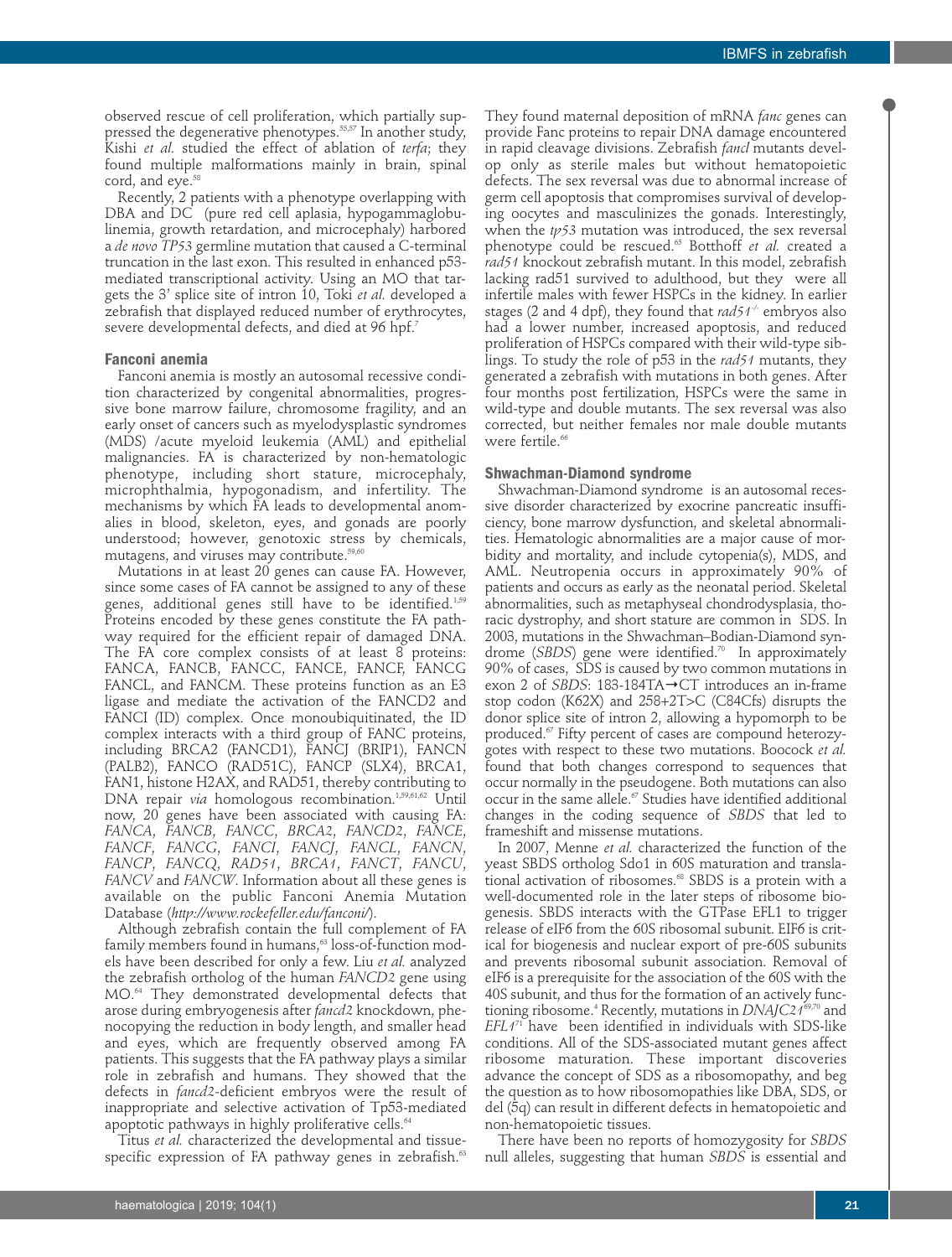observed rescue of cell proliferation, which partially suppressed the degenerative phenotypes.[55,57] In another study, Kishi *et al.* studied the effect of ablation of *terfa*; they found multiple malformations mainly in brain, spinal cord, and eye.[58]

Recently, 2 patients with a phenotype overlapping with DBA and DC (pure red cell aplasia, hypogammaglobulinemia, growth retardation, and microcephaly) harbored a *de novo TP53* germline mutation that caused a C-terminal truncation in the last exon. This resulted in enhanced p53-mediated transcriptional activity. Using an MO that targets the 3' splice site of intron 10, Toki *et al.* developed a zebrafish that displayed reduced number of erythrocytes, severe developmental defects, and died at 96 hpf.[7]

### Fanconi anemia

Fanconi anemia is mostly an autosomal recessive condition characterized by congenital abnormalities, progressive bone marrow failure, chromosome fragility, and an early onset of cancers such as myelodysplastic syndromes (MDS) /acute myeloid leukemia (AML) and epithelial malignancies. FA is characterized by non-hematologic phenotype, including short stature, microcephaly, microphthalmia, hypogonadism, and infertility. The mechanisms by which FA leads to developmental anomalies in blood, skeleton, eyes, and gonads are poorly understood; however, genotoxic stress by chemicals, mutagens, and viruses may contribute.[59,60]

Mutations in at least 20 genes can cause FA. However, since some cases of FA cannot be assigned to any of these genes, additional genes still have to be identified.[1,59] Proteins encoded by these genes constitute the FA pathway required for the efficient repair of damaged DNA. The FA core complex consists of at least 8 proteins: FANCA, FANCB, FANCC, FANCE, FANCF, FANCG FANCL, and FANCM. These proteins function as an E3 ligase and mediate the activation of the FANCD2 and FANCI (ID) complex. Once monoubiquitinated, the ID complex interacts with a third group of FANC proteins, including BRCA2 (FANCD1), FANCJ (BRIP1), FANCN (PALB2), FANCO (RAD51C), FANCP (SLX4), BRCA1, FAN1, histone H2AX, and RAD51, thereby contributing to DNA repair *via* homologous recombination.[1,59,61,62] Until now, 20 genes have been associated with causing FA: *FANCA*, *FANCB*, *FANCC*, *BRCA2*, *FANCD2*, *FANCE*, *FANCF*, *FANCG*, *FANCI*, *FANCJ*, *FANCL*, *FANCN*, *FANCP*, *FANCQ*, *RAD51*, *BRCA1*, *FANCT*, *FANCU*, *FANCV* and *FANCW*. Information about all these genes is available on the public Fanconi Anemia Mutation Database (*http://www.rockefeller.edu/fanconi/*).

Although zebrafish contain the full complement of FA family members found in humans,[63] loss-of-function models have been described for only a few. Liu *et al.* analyzed the zebrafish ortholog of the human *FANCD2* gene using MO.[64] They demonstrated developmental defects that arose during embryogenesis after *fancd2* knockdown, phenocopying the reduction in body length, and smaller head and eyes, which are frequently observed among FA patients. This suggests that the FA pathway plays a similar role in zebrafish and humans. They showed that the defects in *fancd2*-deficient embryos were the result of inappropriate and selective activation of Tp53-mediated apoptotic pathways in highly proliferative cells.[64]

Titus *et al.* characterized the developmental and tissue-specific expression of FA pathway genes in zebrafish.[63] They found maternal deposition of mRNA *fanc* genes can provide Fanc proteins to repair DNA damage encountered in rapid cleavage divisions. Zebrafish *fancl* mutants develop only as sterile males but without hematopoietic defects. The sex reversal was due to abnormal increase of germ cell apoptosis that compromises survival of developing oocytes and masculinizes the gonads. Interestingly, when the *tp53* mutation was introduced, the sex reversal phenotype could be rescued.[65] Botthoff *et al.* created a *rad51* knockout zebrafish mutant. In this model, zebrafish lacking rad51 survived to adulthood, but they were all infertile males with fewer HSPCs in the kidney. In earlier stages (2 and 4 dpf), they found that *rad51*$^{-/-}$ embryos also had a lower number, increased apoptosis, and reduced proliferation of HSPCs compared with their wild-type siblings. To study the role of p53 in the *rad51* mutants, they generated a zebrafish with mutations in both genes. After four months post fertilization, HSPCs were the same in wild-type and double mutants. The sex reversal was also corrected, but neither females nor male double mutants were fertile.[66]

### Shwachman-Diamond syndrome

Shwachman-Diamond syndrome is an autosomal recessive disorder characterized by exocrine pancreatic insufficiency, bone marrow dysfunction, and skeletal abnormalities. Hematologic abnormalities are a major cause of morbidity and mortality, and include cytopenia(s), MDS, and AML. Neutropenia occurs in approximately 90% of patients and occurs as early as the neonatal period. Skeletal abnormalities, such as metaphyseal chondrodysplasia, thoracic dystrophy, and short stature are common in SDS. In 2003, mutations in the Shwachman–Bodian-Diamond syndrome (*SBDS*) gene were identified.[70] In approximately 90% of cases, SDS is caused by two common mutations in exon 2 of *SBDS*: 183-184TA→CT introduces an in-frame stop codon (K62X) and 258+2T>C (C84Cfs) disrupts the donor splice site of intron 2, allowing a hypomorph to be produced.[67] Fifty percent of cases are compound heterozygotes with respect to these two mutations. Boocock *et al.* found that both changes correspond to sequences that occur normally in the pseudogene. Both mutations can also occur in the same allele.[67] Studies have identified additional changes in the coding sequence of *SBDS* that led to frameshift and missense mutations.

In 2007, Menne *et al.* characterized the function of the yeast SBDS ortholog Sdo1 in 60S maturation and translational activation of ribosomes.[68] SBDS is a protein with a well-documented role in the later steps of ribosome biogenesis. SBDS interacts with the GTPase EFL1 to trigger release of eIF6 from the 60S ribosomal subunit. EIF6 is critical for biogenesis and nuclear export of pre-60S subunits and prevents ribosomal subunit association. Removal of eIF6 is a prerequisite for the association of the 60S with the 40S subunit, and thus for the formation of an actively functioning ribosome.[4] Recently, mutations in *DNAJC21*[69,70] and *EFL1*[71] have been identified in individuals with SDS-like conditions. All of the SDS-associated mutant genes affect ribosome maturation. These important discoveries advance the concept of SDS as a ribosomopathy, and beg the question as to how ribosomopathies like DBA, SDS, or del (5q) can result in different defects in hematopoietic and non-hematopoietic tissues.

There have been no reports of homozygosity for *SBDS* null alleles, suggesting that human *SBDS* is essential and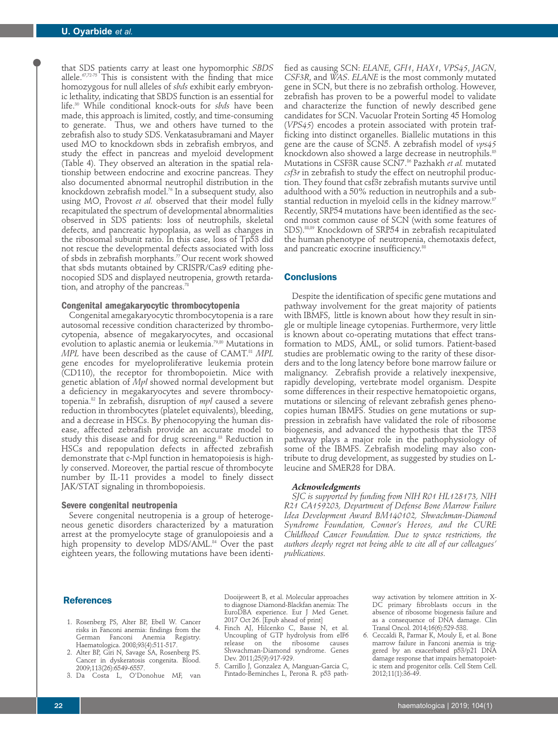that SDS patients carry at least one hypomorphic *SBDS* allele.[67,72-75] This is consistent with the finding that mice homozygous for null alleles of *sbds* exhibit early embryonic lethality, indicating that SBDS function is an essential for life.[30] While conditional knock-outs for *sbds* have been made, this approach is limited, costly, and time-consuming to generate. Thus, we and others have turned to the zebrafish also to study SDS. Venkatasubramani and Mayer used MO to knockdown sbds in zebrafish embryos, and study the effect in pancreas and myeloid development (Table 4). They observed an alteration in the spatial relationship between endocrine and exocrine pancreas. They also documented abnormal neutrophil distribution in the knockdown zebrafish model.[76] In a subsequent study, also using MO, Provost *et al.* observed that their model fully recapitulated the spectrum of developmental abnormalities observed in SDS patients: loss of neutrophils, skeletal defects, and pancreatic hypoplasia, as well as changes in the ribosomal subunit ratio. In this case, loss of Tp53 did not rescue the developmental defects associated with loss of sbds in zebrafish morphants.[77] Our recent work showed that sbds mutants obtained by CRISPR/Cas9 editing phenocopied SDS and displayed neutropenia, growth retardation, and atrophy of the pancreas.[78]

### Congenital amegakaryocytic thrombocytopenia

Congenital amegakaryocytic thrombocytopenia is a rare autosomal recessive condition characterized by thrombocytopenia, absence of megakaryocytes, and occasional evolution to aplastic anemia or leukemia.[79,80] Mutations in *MPL* have been described as the cause of CAMT.[81] *MPL* gene encodes for myeloproliferative leukemia protein (CD110), the receptor for thrombopoietin. Mice with genetic ablation of *Mpl* showed normal development but a deficiency in megakaryocytes and severe thrombocytopenia.[82] In zebrafish, disruption of *mpl* caused a severe reduction in thrombocytes (platelet equivalents), bleeding, and a decrease in HSCs. By phenocopying the human disease, affected zebrafish provide an accurate model to study this disease and for drug screening.[83] Reduction in HSCs and repopulation defects in affected zebrafish demonstrate that c-Mpl function in hematopoiesis is highly conserved. Moreover, the partial rescue of thrombocyte number by IL-11 provides a model to finely dissect JAK/STAT signaling in thrombopoiesis.

### Severe congenital neutropenia

Severe congenital neutropenia is a group of heterogeneous genetic disorders characterized by a maturation arrest at the promyelocyte stage of granulopoiesis and a high propensity to develop MDS/AML.[84] Over the past eighteen years, the following mutations have been identified as causing SCN: *ELANE*, *GFI1*, *HAX1*, *VPS45*, *JAGN*, *CSF3R*, and *WAS*. *ELANE* is the most commonly mutated gene in SCN, but there is no zebrafish ortholog. However, zebrafish has proven to be a powerful model to validate and characterize the function of newly described gene candidates for SCN. Vacuolar Protein Sorting 45 Homolog (*VPS45*) encodes a protein associated with protein trafficking into distinct organelles. Biallelic mutations in this gene are the cause of SCN5. A zebrafish model of *vps45* knockdown also showed a large decrease in neutrophils.[85] Mutations in CSF3R cause SCN7.[86] Pazhakh *et al.* mutated *csf3r* in zebrafish to study the effect on neutrophil production. They found that csf3r zebrafish mutants survive until adulthood with a 50% reduction in neutrophils and a substantial reduction in myeloid cells in the kidney marrow.[87] Recently, SRP54 mutations have been identified as the second most common cause of SCN (with some features of SDS).[88,89] Knockdown of SRP54 in zebrafish recapitulated the human phenotype of neutropenia, chemotaxis defect, and pancreatic exocrine insufficiency.[88]

## Conclusions

Despite the identification of specific gene mutations and pathway involvement for the great majority of patients with IBMFS, little is known about how they result in single or multiple lineage cytopenias. Furthermore, very little is known about co-operating mutations that effect transformation to MDS, AML, or solid tumors. Patient-based studies are problematic owing to the rarity of these disorders and to the long latency before bone marrow failure or malignancy. Zebrafish provide a relatively inexpensive, rapidly developing, vertebrate model organism. Despite some differences in their respective hematopoietic organs, mutations or silencing of relevant zebrafish genes phenocopies human IBMFS. Studies on gene mutations or suppression in zebrafish have validated the role of ribosome biogenesis, and advanced the hypothesis that the TP53 pathway plays a major role in the pathophysiology of some of the IBMFS. Zebrafish modeling may also contribute to drug development, as suggested by studies on L-leucine and SMER28 for DBA.

***Acknowledgments***

*SJC is supported by funding from NIH R01 HL128173, NIH R21 CA159203, Department of Defense Bone Marrow Failure Idea Development Award BM140102, Shwachman-Diamond Syndrome Foundation, Connor's Heroes, and the CURE Childhood Cancer Foundation. Due to space restrictions, the authors deeply regret not being able to cite all of our colleagues' publications.*

## References

1. Rosenberg PS, Alter BP, Ebell W. Cancer risks in Fanconi anemia: findings from the German Fanconi Anemia Registry. Haematologica. 2008;93(4):511-517.
2. Alter BP, Giri N, Savage SA, Rosenberg PS. Cancer in dyskeratosis congenita. Blood. 2009;113(26):6549-6557.
3. Da Costa L, O'Donohue MF, van Dooijeweert B, et al. Molecular approaches to diagnose Diamond-Blackfan anemia: The EuroDBA experience. Eur J Med Genet. 2017 Oct 26. [Epub ahead of print]
4. Finch AJ, Hilcenko C, Basse N, et al. Uncoupling of GTP hydrolysis from eIF6 release on the ribosome causes Shwachman-Diamond syndrome. Genes Dev. 2011;25(9):917-929.
5. Carrillo J, Gonzalez A, Manguan-Garcia C, Pintado-Berninches L, Perona R. p53 pathway activation by telomere attrition in X-DC primary fibroblasts occurs in the absence of ribosome biogenesis failure and as a consequence of DNA damage. Clin Transl Oncol. 2014;16(6):529-538.
6. Ceccaldi R, Parmar K, Mouly E, et al. Bone marrow failure in Fanconi anemia is triggered by an exacerbated p53/p21 DNA damage response that impairs hematopoietic stem and progenitor cells. Cell Stem Cell. 2012;11(1):36-49.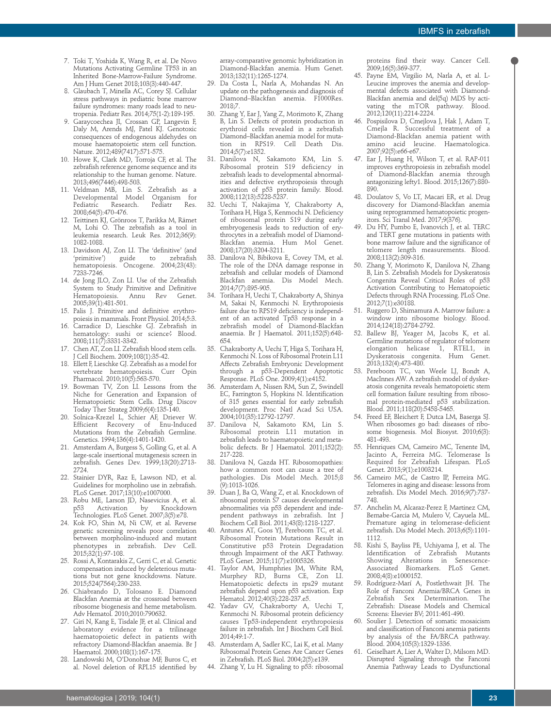7. Toki T, Yoshida K, Wang R, et al. De Novo Mutations Activating Germline TP53 in an Inherited Bone-Marrow-Failure Syndrome. Am J Hum Genet 2018;103(3):440-447.
8. Glaubach T, Minella AC, Corey SJ. Cellular stress pathways in pediatric bone marrow failure syndromes: many roads lead to neutropenia. Pediatr Res. 2014;75(1-2):189-195.
9. Garaycoechea JI, Crossan GP, Langevin F, Daly M, Arends MJ, Patel KJ. Genotoxic consequences of endogenous aldehydes on mouse haematopoietic stem cell function. Nature. 2012;489(7417):571-575.
10. Howe K, Clark MD, Torroja CF, et al. The zebrafish reference genome sequence and its relationship to the human genome. Nature. 2013;496(7446):498-503.
11. Veldman MB, Lin S. Zebrafish as a Developmental Model Organism for Pediatric Research. Pediatr Res. 2008;64(5):470-476.
12. Teittinen KJ, Grönroos T, Parikka M, Rämet M, Lohi O. The zebrafish as a tool in leukemia research. Leuk Res. 2012;36(9): 1082-1088.
13. Davidson AJ, Zon LI. The 'definitive' (and 'primitive') guide to zebrafish hematopoiesis. Oncogene. 2004;23(43): 7233-7246.
14. de Jong JLO, Zon LI. Use of the Zebrafish System to Study Primitive and Definitive Hematopoiesis. Annu Rev Genet. 2005;39(1):481-501.
15. Palis J. Primitive and definitive erythropoiesis in mammals. Front Physiol. 2014;5:3.
16. Carradice D, Lieschke GJ. Zebrafish in hematology: sushi or science? Blood. 2008;111(7):3331-3342.
17. Chen AT, Zon LI. Zebrafish blood stem cells. J Cell Biochem. 2009;108(1):35-42.
18. Ellett F, Lieschke GJ. Zebrafish as a model for vertebrate hematopoiesis. Curr Opin Pharmacol. 2010;10(5):563-570.
19. Bowman TV, Zon LI. Lessons from the Niche for Generation and Expansion of Hematopoietic Stem Cells. Drug Discov Today Ther Strateg 2009;6(4):135-140.
20. Solnica-Krezel L, Schier AF, Driever W. Efficient Recovery of Enu-Induced Mutations from the Zebrafish Germline. Genetics. 1994;136(4):1401-1420.
21. Amsterdam A, Burgess S, Golling G, et al. A large-scale insertional mutagenesis screen in zebrafish. Genes Dev. 1999;13(20):2713-2724.
22. Stainier DYR, Raz E, Lawson ND, et al. Guidelines for morpholino use in zebrafish. PLoS Genet. 2017;13(10):e1007000.
23. Robu ME, Larson JD, Nasevicius A, et al. p53 Activation by Knockdown Technologies. PLoS Genet. 2007;3(5):e78.
24. Kok FO, Shin M, Ni CW, et al. Reverse genetic screening reveals poor correlation between morpholino-induced and mutant phenotypes in zebrafish. Dev Cell. 2015;32(1):97-108.
25. Rossi A, Kontarakis Z, Gerri C, et al. Genetic compensation induced by deleterious mutations but not gene knockdowns. Nature. 2015;524(7564):230-233.
26. Chiabrando D, Tolosano E. Diamond Blackfan Anemia at the crossroad between ribosome biogenesis and heme metabolism. Adv Hematol. 2010;2010:790632.
27. Giri N, Kang E, Tisdale JF, et al. Clinical and laboratory evidence for a trilineage haematopoietic defect in patients with refractory Diamond-Blackfan anaemia. Br J Haematol. 2000;108(1):167-175.
28. Landowski M, O'Donohue MF, Buros C, et al. Novel deletion of RPL15 identified by array-comparative genomic hybridization in Diamond-Blackfan anemia. Hum Genet. 2013;132(11):1265-1274.
29. Da Costa L, Narla A, Mohandas N. An update on the pathogenesis and diagnosis of Diamond–Blackfan anemia. F1000Res. 2018;7.
30. Zhang Y, Ear J, Yang Z, Morimoto K, Zhang B, Lin S. Defects of protein production in erythroid cells revealed in a zebrafish Diamond–Blackfan anemia model for mutation in RPS19. Cell Death Dis. 2014;5(7):e1352.
31. Danilova N, Sakamoto KM, Lin S. Ribosomal protein S19 deficiency in zebrafish leads to developmental abnormalities and defective erythropoiesis through activation of p53 protein family. Blood. 2008;112(13):5228-5237.
32. Uechi T, Nakajima Y, Chakraborty A, Torihara H, Higa S, Kenmochi N. Deficiency of ribosomal protein S19 during early embryogenesis leads to reduction of erythrocytes in a zebrafish model of Diamond-Blackfan anemia. Hum Mol Genet. 2008;17(20):3204-3211.
33. Danilova N, Bibikova E, Covey TM, et al. The role of the DNA damage response in zebrafish and cellular models of Diamond Blackfan anemia. Dis Model Mech. 2014;7(7):895-905.
34. Torihara H, Uechi T, Chakraborty A, Shinya M, Sakai N, Kenmochi N. Erythropoiesis failure due to RPS19 deficiency is independent of an activated Tp53 response in a zebrafish model of Diamond-Blackfan anaemia. Br J Haematol. 2011;152(5):648-654.
35. Chakraborty A, Uechi T, Higa S, Torihara H, Kenmochi N. Loss of Ribosomal Protein L11 Affects Zebrafish Embryonic Development through a p53-Dependent Apoptotic Response. PLoS One. 2009;4(1):e4152.
36. Amsterdam A, Nissen RM, Sun Z, Swindell EC, Farrington S, Hopkins N. Identification of 315 genes essential for early zebrafish development. Proc Natl Acad Sci USA. 2004;101(35):12792-12797.
37. Danilova N, Sakamoto KM, Lin S. Ribosomal protein L11 mutation in zebrafish leads to haematopoietic and metabolic defects. Br J Haematol. 2011;152(2): 217-228.
38. Danilova N, Gazda HT. Ribosomopathies: how a common root can cause a tree of pathologies. Dis Model Mech. 2015;8 (9):1013-1026.
39. Duan J, Ba Q, Wang Z, et al. Knockdown of ribosomal protein S7 causes developmental abnormalities via p53 dependent and independent pathways in zebrafish. Int J Biochem Cell Biol. 2011;43(8):1218-1227.
40. Antunes AT, Goos YJ, Pereboom TC, et al. Ribosomal Protein Mutations Result in Constitutive p53 Protein Degradation through Impairment of the AKT Pathway. PLoS Genet. 2015;11(7):e1005326.
41. Taylor AM, Humphries JM, White RM, Murphey RD, Burns CE, Zon LI. Hematopoietic defects in rps29 mutant zebrafish depend upon p53 activation. Exp Hematol. 2012;40(3):228-237.e5.
42. Yadav GV, Chakraborty A, Uechi T, Kenmochi N. Ribosomal protein deficiency causes Tp53-independent erythropoiesis failure in zebrafish. Int J Biochem Cell Biol. 2014;49:1-7.
43. Amsterdam A, Sadler KC, Lai K, et al. Many Ribosomal Protein Genes Are Cancer Genes in Zebrafish. PLoS Biol. 2004;2(5):e139.
44. Zhang Y, Lu H. Signaling to p53: ribosomal proteins find their way. Cancer Cell. 2009;16(5):369-377.
45. Payne EM, Virgilio M, Narla A, et al. L-Leucine improves the anemia and developmental defects associated with Diamond-Blackfan anemia and del(5q) MDS by activating the mTOR pathway. Blood. 2012;120(11):2214-2224.
46. Pospisilova D, Cmejlova J, Hak J, Adam T, Cmejla R. Successful treatment of a Diamond-Blackfan anemia patient with amino acid leucine. Haematologica. 2007;92(5):e66-e67.
47. Ear J, Huang H, Wilson T, et al. RAP-011 improves erythropoiesis in zebrafish model of Diamond-Blackfan anemia through antagonizing lefty1. Blood. 2015;126(7):880-890.
48. Doulatov S, Vo LT, Macari ER, et al. Drug discovery for Diamond-Blackfan anemia using reprogrammed hematopoietic progenitors. Sci Transl Med. 2017;9(376).
49. Du HY, Pumbo E, Ivanovich J, et al. TERC and TERT gene mutations in patients with bone marrow failure and the significance of telomere length measurements. Blood. 2008;113(2):309-316.
50. Zhang Y, Morimoto K, Danilova N, Zhang B, Lin S. Zebrafish Models for Dyskeratosis Congenita Reveal Critical Roles of p53 Activation Contributing to Hematopoietic Defects through RNA Processing. PLoS One. 2012;7(1):e30188.
51. Ruggero D, Shimamura A. Marrow failure: a window into ribosome biology. Blood. 2014;124(18):2784-2792.
52. Ballew BJ, Yeager M, Jacobs K, et al. Germline mutations of regulator of telomere elongation helicase 1, RTEL1, in Dyskeratosis congenita. Hum Genet. 2013;132(4):473-480.
53. Pereboom TC, van Weele LJ, Bondt A, MacInnes AW. A zebrafish model of dyskeratosis congenita reveals hematopoietic stem cell formation failure resulting from ribosomal protein-mediated p53 stabilization. Blood. 2011;118(20):5458-5465.
54. Freed EF, Bleichert F, Dutca LM, Baserga SJ. When ribosomes go bad: diseases of ribosome biogenesis. Mol Biosyst. 2010;6(3): 481-493.
55. Henriques CM, Carneiro MC, Tenente IM, Jacinto A, Ferreira MG. Telomerase Is Required for Zebrafish Lifespan. PLoS Genet. 2013;9(1):e1003214.
56. Carneiro MC, de Castro IP, Ferreira MG. Telomeres in aging and disease: lessons from zebrafish. Dis Model Mech. 2016;9(7):737-748.
57. Anchelin M, Alcaraz-Perez F, Martinez CM, Bernabe-Garcia M, Mulero V, Cayuela ML. Premature aging in telomerase-deficient zebrafish. Dis Model Mech. 2013;6(5):1101-1112.
58. Kishi S, Bayliss PE, Uchiyama J, et al. The Identification of Zebrafish Mutants Showing Alterations in Senescence-Associated Biomarkers. PLoS Genet. 2008;4(8):e1000152.
59. Rodríguez-Marí A, Postlethwait JH. The Role of Fanconi Anemia/BRCA Genes in Zebrafish Sex Determination. The Zebrafish: Disease Models and Chemical Screens: Elsevier BV; 2011:461-490.
60. Soulier J. Detection of somatic mosaicism and classification of Fanconi anemia patients by analysis of the FA/BRCA pathway. Blood. 2004;105(3):1329-1336.
61. Geiselhart A, Lier A, Walter D, Milsom MD. Disrupted Signaling through the Fanconi Anemia Pathway Leads to Dysfunctional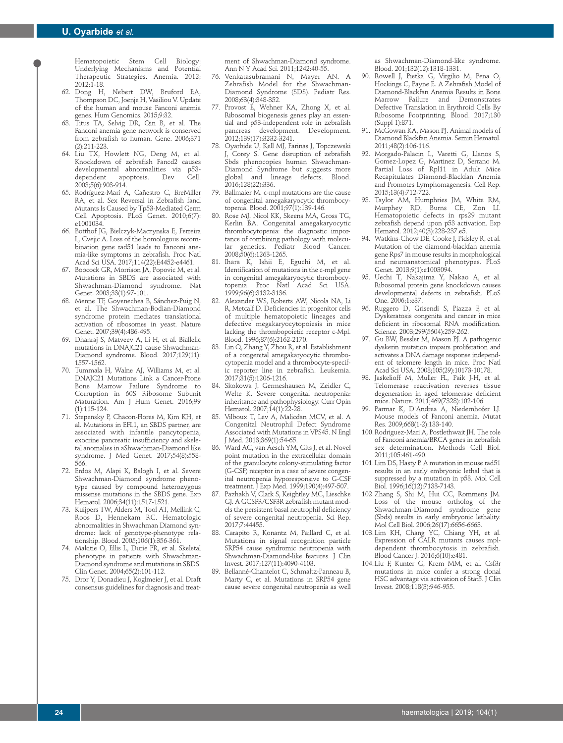Hematopoietic Stem Cell Biology: Underlying Mechanisms and Potential Therapeutic Strategies. Anemia. 2012; 2012:1-18.

62. Dong H, Nebert DW, Bruford EA, Thompson DC, Joenje H, Vasiliou V. Update of the human and mouse Fanconi anemia genes. Hum Genomics. 2015;9:32.
63. Titus TA, Selvig DR, Qin B, et al. The Fanconi anemia gene network is conserved from zebrafish to human. Gene. 2006;371 (2):211-223.
64. Liu TX, Howlett NG, Deng M, et al. Knockdown of zebrafish Fancd2 causes developmental abnormalities via p53-dependent apoptosis. Dev Cell. 2003;5(6):903-914.
65. Rodríguez-Marí A, Cañestro C, BreMiller RA, et al. Sex Reversal in Zebrafish fancl Mutants Is Caused by Tp53-Mediated Germ Cell Apoptosis. PLoS Genet. 2010;6(7): e1001034.
66. Botthof JG, Bielczyk-Maczynska E, Ferreira L, Cvejic A. Loss of the homologous recombination gene rad51 leads to Fanconi anemia-like symptoms in zebrafish. Proc Natl Acad Sci USA. 2017;114(22):E4452-e4461.
67. Boocock GR, Morrison JA, Popovic M, et al. Mutations in SBDS are associated with Shwachman-Diamond syndrome. Nat Genet. 2003;33(1):97-101.
68. Menne TF, Goyenechea B, Sánchez-Puig N, et al. The Shwachman-Bodian-Diamond syndrome protein mediates translational activation of ribosomes in yeast. Nature Genet. 2007;39(4):486-495.
69. Dhanraj S, Matveev A, Li H, et al. Biallelic mutations in DNAJC21 cause Shwachman-Diamond syndrome. Blood. 2017;129(11): 1557-1562.
70. Tummala H, Walne AJ, Williams M, et al. DNAJC21 Mutations Link a Cancer-Prone Bone Marrow Failure Syndrome to Corruption in 60S Ribosome Subunit Maturation. Am J Hum Genet. 2016;99 (1):115-124.
71. Stepensky P, Chacon-Flores M, Kim KH, et al. Mutations in EFL1, an SBDS partner, are associated with infantile pancytopenia, exocrine pancreatic insufficiency and skeletal anomalies in aShwachman-Diamond like syndrome. J Med Genet. 2017;54(8):558-566.
72. Erdos M, Alapi K, Balogh I, et al. Severe Shwachman-Diamond syndrome phenotype caused by compound heterozygous missense mutations in the SBDS gene. Exp Hematol. 2006;34(11):1517-1521.
73. Kuijpers TW, Alders M, Tool AT, Mellink C, Roos D, Hennekam RC. Hematologic abnormalities in Shwachman Diamond syndrome: lack of genotype-phenotype relationship. Blood. 2005;106(1):356-361.
74. Makitie O, Ellis L, Durie PR, et al. Skeletal phenotype in patients with Shwachman-Diamond syndrome and mutations in SBDS. Clin Genet. 2004;65(2):101-112.
75. Dror Y, Donadieu J, Koglmeier J, et al. Draft consensus guidelines for diagnosis and treatment of Shwachman-Diamond syndrome. Ann N Y Acad Sci. 2011;1242:40-55.
76. Venkatasubramani N, Mayer AN. A Zebrafish Model for the Shwachman-Diamond Syndrome (SDS). Pediatr Res. 2008;63(4):348-352.
77. Provost E, Wehner KA, Zhong X, et al. Ribosomal biogenesis genes play an essential and p53-independent role in zebrafish pancreas development. Development. 2012;139(17):3232-3241.
78. Oyarbide U, Kell MJ, Farinas J, Topczewski J, Corey S. Gene disruption of zebrafish Sbds phenocopies human Shwachman-Diamond Syndrome but suggests more global and lineage defects. Blood. 2016;128(22):336.
79. Ballmaier M. c-mpl mutations are the cause of congenital amegakaryocytic thrombocytopenia. Blood. 2001;97(1):139-146.
80. Rose MJ, Nicol KK, Skeens MA, Gross TG, Kerlin BA. Congenital amegakaryocytic thrombocytopenia: the diagnostic importance of combining pathology with molecular genetics. Pediatr Blood Cancer. 2008;50(6):1263-1265.
81. Ihara K, Ishii E, Eguchi M, et al. Identification of mutations in the c-mpl gene in congenital amegakaryocytic thrombocytopenia. Proc Natl Acad Sci USA. 1999;96(6):3132-3136.
82. Alexander WS, Roberts AW, Nicola NA, Li R, Metcalf D. Deficiencies in progenitor cells of multiple hematopoietic lineages and defective megakaryocytopoiesis in mice lacking the thrombopoietic receptor c-Mpl. Blood. 1996;87(6):2162-2170.
83. Lin Q, Zhang Y, Zhou R, et al. Establishment of a congenital amegakaryocytic thrombocytopenia model and a thrombocyte-specific reporter line in zebrafish. Leukemia. 2017;31(5):1206-1216.
84. Skokowa J, Germeshausen M, Zeidler C, Welte K. Severe congenital neutropenia: inheritance and pathophysiology. Curr Opin Hematol. 2007;14(1):22-28.
85. Vilboux T, Lev A, Malicdan MCV, et al. A Congenital Neutrophil Defect Syndrome Associated with Mutations in VPS45. N Engl J Med. 2013;369(1):54-65.
86. Ward AC, van Aesch YM, Gits J, et al. Novel point mutation in the extracellular domain of the granulocyte colony-stimulating factor (G-CSF) receptor in a case of severe congenital neutropenia hyporesponsive to G-CSF treatment. J Exp Med. 1999;190(4):497-507.
87. Pazhakh V, Clark S, Keightley MC, Lieschke GJ. A GCSFR/CSF3R zebrafish mutant models the persistent basal neutrophil deficiency of severe congenital neutropenia. Sci Rep. 2017;7:44455.
88. Carapito R, Konantz M, Paillard C, et al. Mutations in signal recognition particle SRP54 cause syndromic neutropenia with Shwachman-Diamond-like features. J Clin Invest. 2017;127(11):4090-4103.
89. Bellanné-Chantelot C, Schmaltz-Panneau B, Marty C, et al. Mutations in SRP54 gene cause severe congenital neutropenia as well as Shwachman-Diamond-like syndrome. Blood. 201;132(12):1318-1331.
90. Rowell J, Pietka G, Virgilio M, Pena O, Hockings C, Payne E. A Zebrafish Model of Diamond-Blackfan Anemia Results in Bone Marrow Failure and Demonstrates Defective Translation in Erythroid Cells By Ribosome Footprinting. Blood. 2017;130 (Suppl 1):871.
91. McGowan KA, Mason PJ. Animal models of Diamond Blackfan Anemia. Semin Hematol. 2011;48(2):106-116.
92. Morgado-Palacin L, Varetti G, Llanos S, Gomez-Lopez G, Martinez D, Serrano M. Partial Loss of Rpl11 in Adult Mice Recapitulates Diamond-Blackfan Anemia and Promotes Lymphomagenesis. Cell Rep. 2015;13(4):712-722.
93. Taylor AM, Humphries JM, White RM, Murphey RD, Burns CE, Zon LI. Hematopoietic defects in rps29 mutant zebrafish depend upon p53 activation. Exp Hematol. 2012;40(3):228-237.e5.
94. Watkins-Chow DE, Cooke J, Pidsley R, et al. Mutation of the diamond-blackfan anemia gene Rps7 in mouse results in morphological and neuroanatomical phenotypes. PLoS Genet. 2013;9(1):e1003094.
95. Uechi T, Nakajima Y, Nakao A, et al. Ribosomal protein gene knockdown causes developmental defects in zebrafish. PLoS One. 2006;1:e37.
96. Ruggero D, Grisendi S, Piazza F, et al. Dyskeratosis congenita and cancer in mice deficient in ribosomal RNA modification. Science. 2003;299(5604):259-262.
97. Gu BW, Bessler M, Mason PJ. A pathogenic dyskerin mutation impairs proliferation and activates a DNA damage response independent of telomere length in mice. Proc Natl Acad Sci USA. 2008;105(29):10173-10178.
98. Jaskelioff M, Muller FL, Paik J-H, et al. Telomerase reactivation reverses tissue degeneration in aged telomerase deficient mice. Nature. 2011;469(7328):102-106.
99. Parmar K, D'Andrea A, Niedernhofer LJ. Mouse models of Fanconi anemia. Mutat Res. 2009;668(1-2):133-140.
100. Rodriguez-Mari A, Postlethwait JH. The role of Fanconi anemia/BRCA genes in zebrafish sex determination. Methods Cell Biol. 2011;105:461-490.
101. Lim DS, Hasty P. A mutation in mouse rad51 results in an early embryonic lethal that is suppressed by a mutation in p53. Mol Cell Biol. 1996;16(12):7133-7143.
102. Zhang S, Shi M, Hui CC, Rommens JM. Loss of the mouse ortholog of the Shwachman-Diamond syndrome gene (Sbds) results in early embryonic lethality. Mol Cell Biol. 2006;26(17):6656-6663.
103. Lim KH, Chang YC, Chiang YH, et al. Expression of CALR mutants causes mpl-dependent thrombocytosis in zebrafish. Blood Cancer J. 2016;6(10):e481.
104. Liu F, Kunter G, Krem MM, et al. Csf3r mutations in mice confer a strong clonal HSC advantage via activation of Stat5. J Clin Invest. 2008;118(3):946-955.